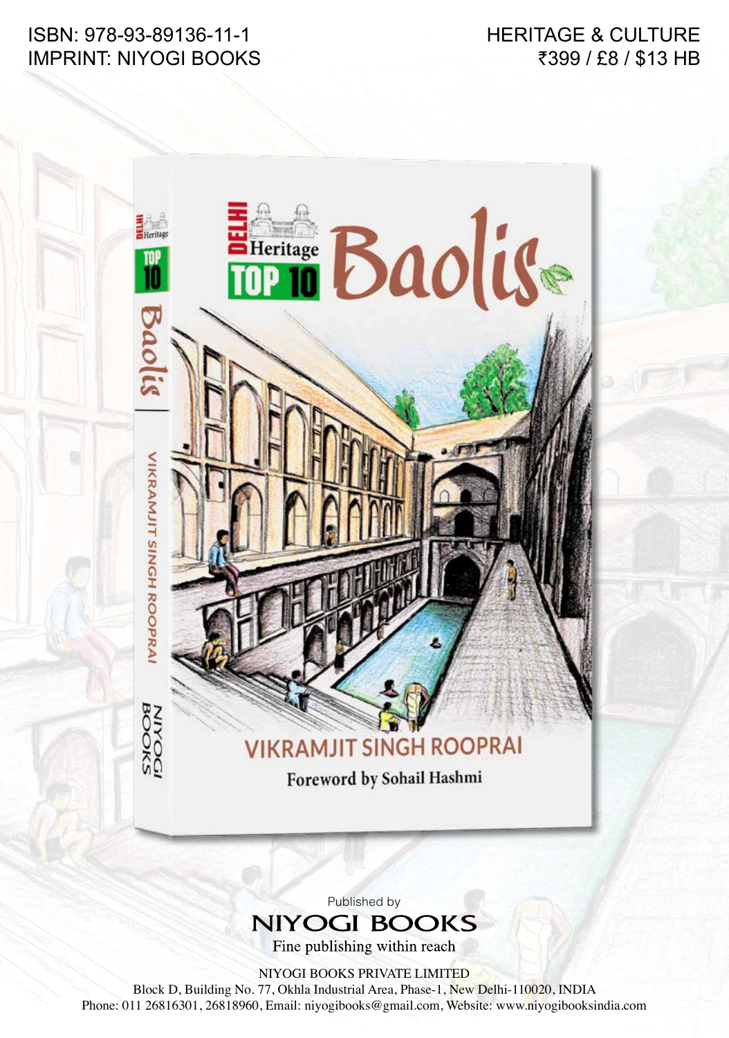ISBN: 978-93-89136-11-1
IMPRINT: NIYOGI BOOKS

HERITAGE & CULTURE
₹399 / £8 / $13 HB

DELHI Heritage TOP 10

# Baolis

VIKRAMJIT SINGH ROOPRAI

Foreword by Sohail Hashmi

Published by

NIYOGI BOOKS

Fine publishing within reach

NIYOGI BOOKS PRIVATE LIMITED
Block D, Building No. 77, Okhla Industrial Area, Phase-1, New Delhi-110020, INDIA
Phone: 011 26816301, 26818960, Email: niyogibooks@gmail.com, Website: www.niyogibooksindia.com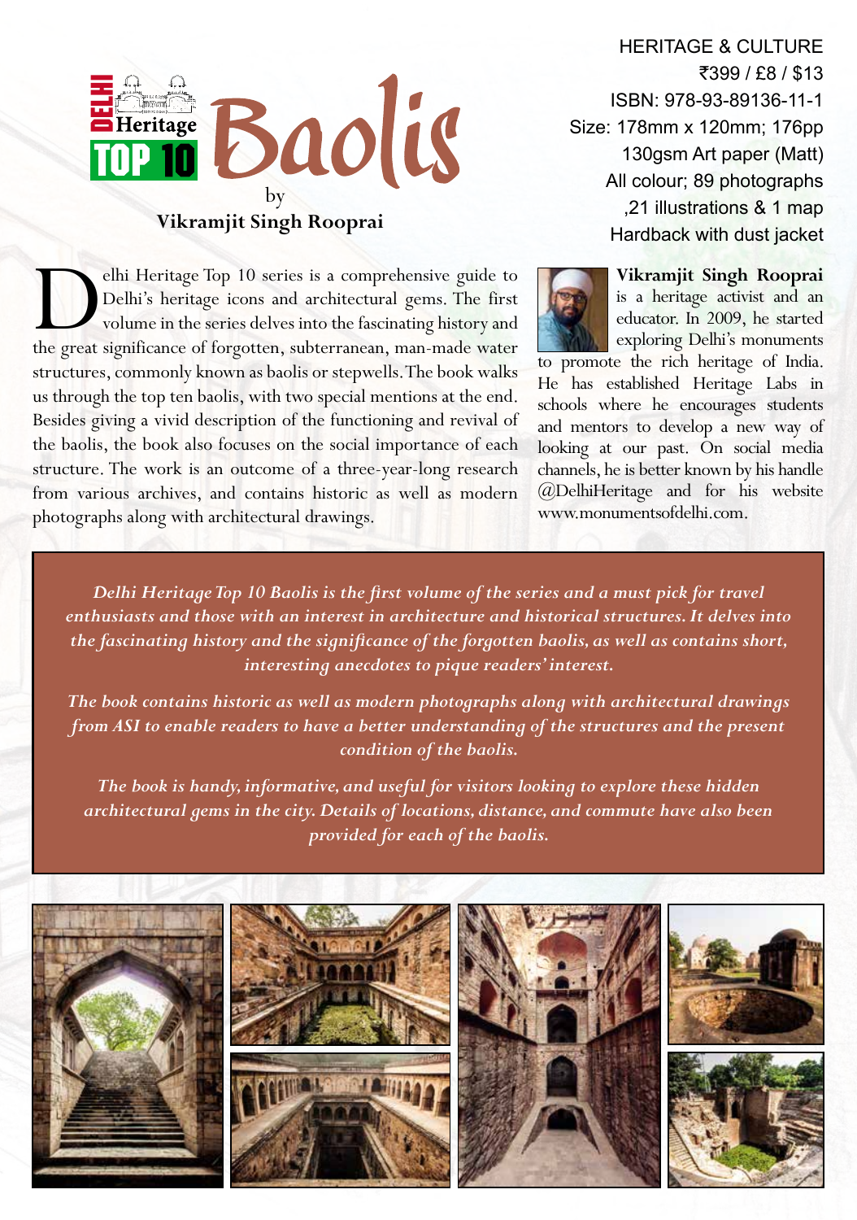# Delhi Heritage TOP 10 Baolis

by

**Vikramjit Singh Rooprai**

HERITAGE & CULTURE
₹399 / £8 / $13
ISBN: 978-93-89136-11-1
Size: 178mm x 120mm; 176pp
130gsm Art paper (Matt)
All colour; 89 photographs
,21 illustrations & 1 map
Hardback with dust jacket

Delhi Heritage Top 10 series is a comprehensive guide to Delhi's heritage icons and architectural gems. The first volume in the series delves into the fascinating history and the great significance of forgotten, subterranean, man-made water structures, commonly known as baolis or stepwells. The book walks us through the top ten baolis, with two special mentions at the end. Besides giving a vivid description of the functioning and revival of the baolis, the book also focuses on the social importance of each structure. The work is an outcome of a three-year-long research from various archives, and contains historic as well as modern photographs along with architectural drawings.

**Vikramjit Singh Rooprai** is a heritage activist and an educator. In 2009, he started exploring Delhi's monuments to promote the rich heritage of India. He has established Heritage Labs in schools where he encourages students and mentors to develop a new way of looking at our past. On social media channels, he is better known by his handle @DelhiHeritage and for his website www.monumentsofdelhi.com.

***Delhi Heritage Top 10 Baolis is the first volume of the series and a must pick for travel enthusiasts and those with an interest in architecture and historical structures. It delves into the fascinating history and the significance of the forgotten baolis, as well as contains short, interesting anecdotes to pique readers' interest.***

***The book contains historic as well as modern photographs along with architectural drawings from ASI to enable readers to have a better understanding of the structures and the present condition of the baolis.***

***The book is handy, informative, and useful for visitors looking to explore these hidden architectural gems in the city. Details of locations, distance, and commute have also been provided for each of the baolis.***